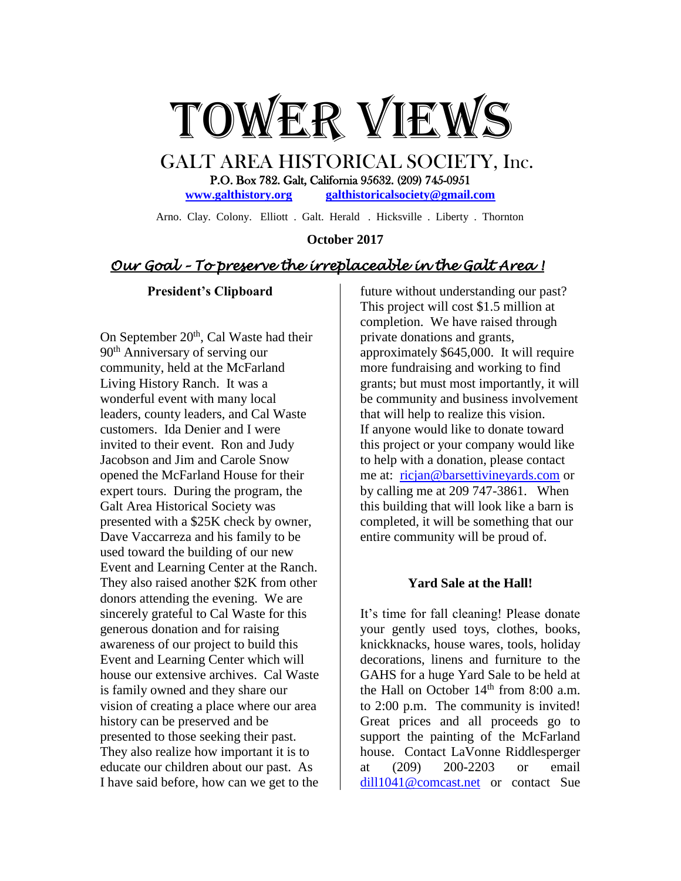# TOWER VIEWS

## GALT AREA HISTORICAL SOCIETY, Inc.

P.O. Box 782. Galt, California 95632. (209) 745-0951

**www.galthistory.org** **galthistoricalsociety@gmail.com**

Arno. Clay. Colony. Elliott . Galt. Herald . Hicksville . Liberty . Thornton

**October 2017**

*Our Goal – To preserve the irreplaceable in the Galt Area !*

### President's Clipboard

On September 20th, Cal Waste had their 90th Anniversary of serving our community, held at the McFarland Living History Ranch. It was a wonderful event with many local leaders, county leaders, and Cal Waste customers. Ida Denier and I were invited to their event. Ron and Judy Jacobson and Jim and Carole Snow opened the McFarland House for their expert tours. During the program, the Galt Area Historical Society was presented with a $25K check by owner, Dave Vaccarreza and his family to be used toward the building of our new Event and Learning Center at the Ranch. They also raised another $2K from other donors attending the evening. We are sincerely grateful to Cal Waste for this generous donation and for raising awareness of our project to build this Event and Learning Center which will house our extensive archives. Cal Waste is family owned and they share our vision of creating a place where our area history can be preserved and be presented to those seeking their past. They also realize how important it is to educate our children about our past. As I have said before, how can we get to the future without understanding our past? This project will cost $1.5 million at completion. We have raised through private donations and grants, approximately $645,000. It will require more fundraising and working to find grants; but must most importantly, it will be community and business involvement that will help to realize this vision.
If anyone would like to donate toward this project or your company would like to help with a donation, please contact me at: ricjan@barsettivineyards.com or by calling me at 209 747-3861. When this building that will look like a barn is completed, it will be something that our entire community will be proud of.

### Yard Sale at the Hall!

It's time for fall cleaning! Please donate your gently used toys, clothes, books, knickknacks, house wares, tools, holiday decorations, linens and furniture to the GAHS for a huge Yard Sale to be held at the Hall on October 14th from 8:00 a.m. to 2:00 p.m. The community is invited! Great prices and all proceeds go to support the painting of the McFarland house. Contact LaVonne Riddlesperger at (209) 200-2203 or email dill1041@comcast.net or contact Sue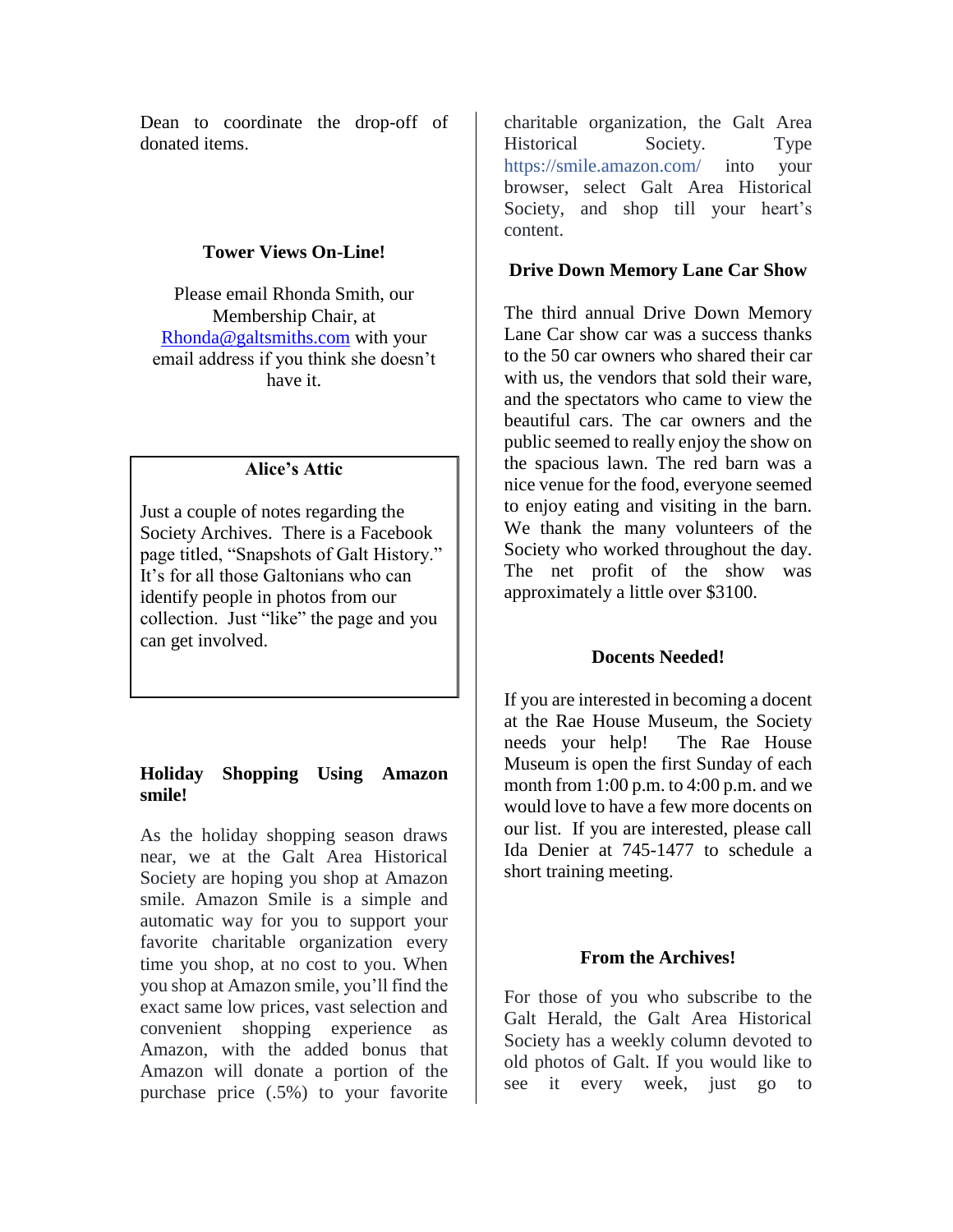Dean to coordinate the drop-off of donated items.

### Tower Views On-Line!

Please email Rhonda Smith, our Membership Chair, at Rhonda@galtsmiths.com with your email address if you think she doesn't have it.

### Alice's Attic

Just a couple of notes regarding the Society Archives. There is a Facebook page titled, "Snapshots of Galt History." It's for all those Galtonians who can identify people in photos from our collection. Just "like" the page and you can get involved.

### Holiday Shopping Using Amazon smile!

As the holiday shopping season draws near, we at the Galt Area Historical Society are hoping you shop at Amazon smile. Amazon Smile is a simple and automatic way for you to support your favorite charitable organization every time you shop, at no cost to you. When you shop at Amazon smile, you'll find the exact same low prices, vast selection and convenient shopping experience as Amazon, with the added bonus that Amazon will donate a portion of the purchase price (.5%) to your favorite charitable organization, the Galt Area Historical Society. Type https://smile.amazon.com/ into your browser, select Galt Area Historical Society, and shop till your heart's content.

### Drive Down Memory Lane Car Show

The third annual Drive Down Memory Lane Car show car was a success thanks to the 50 car owners who shared their car with us, the vendors that sold their ware, and the spectators who came to view the beautiful cars. The car owners and the public seemed to really enjoy the show on the spacious lawn. The red barn was a nice venue for the food, everyone seemed to enjoy eating and visiting in the barn. We thank the many volunteers of the Society who worked throughout the day. The net profit of the show was approximately a little over $3100.

### Docents Needed!

If you are interested in becoming a docent at the Rae House Museum, the Society needs your help! The Rae House Museum is open the first Sunday of each month from 1:00 p.m. to 4:00 p.m. and we would love to have a few more docents on our list. If you are interested, please call Ida Denier at 745-1477 to schedule a short training meeting.

### From the Archives!

For those of you who subscribe to the Galt Herald, the Galt Area Historical Society has a weekly column devoted to old photos of Galt. If you would like to see it every week, just go to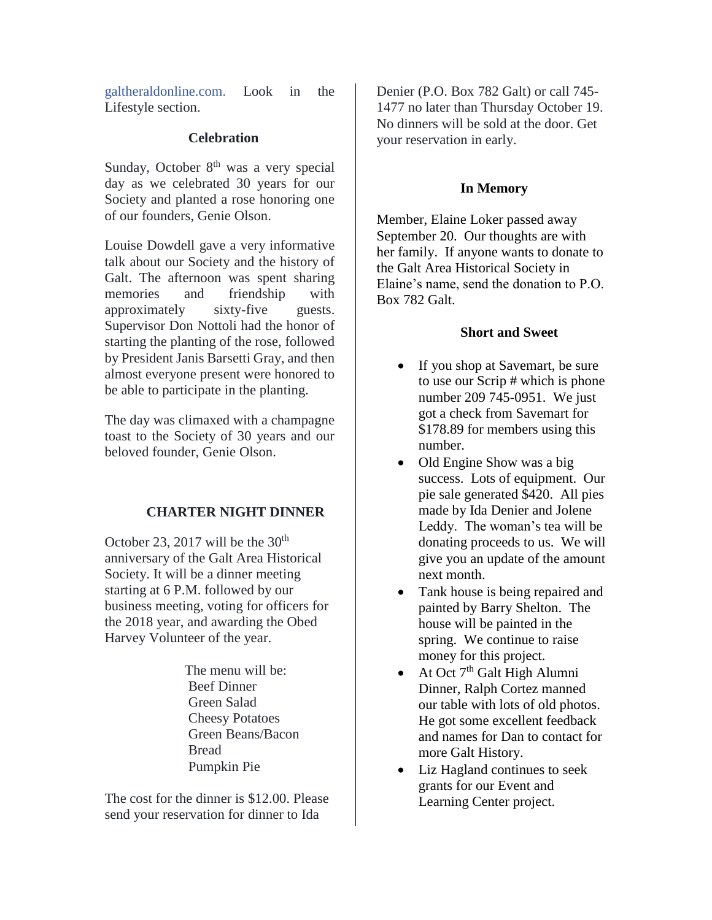galtheraldonline.com. Look in the Lifestyle section.

### Celebration

Sunday, October 8th was a very special day as we celebrated 30 years for our Society and planted a rose honoring one of our founders, Genie Olson.

Louise Dowdell gave a very informative talk about our Society and the history of Galt. The afternoon was spent sharing memories and friendship with approximately sixty-five guests. Supervisor Don Nottoli had the honor of starting the planting of the rose, followed by President Janis Barsetti Gray, and then almost everyone present were honored to be able to participate in the planting.

The day was climaxed with a champagne toast to the Society of 30 years and our beloved founder, Genie Olson.

### CHARTER NIGHT DINNER

October 23, 2017 will be the 30th anniversary of the Galt Area Historical Society. It will be a dinner meeting starting at 6 P.M. followed by our business meeting, voting for officers for the 2018 year, and awarding the Obed Harvey Volunteer of the year.

The menu will be:
Beef Dinner
Green Salad
Cheesy Potatoes
Green Beans/Bacon
Bread
Pumpkin Pie

The cost for the dinner is $12.00. Please send your reservation for dinner to Ida Denier (P.O. Box 782 Galt) or call 745-1477 no later than Thursday October 19. No dinners will be sold at the door. Get your reservation in early.

### In Memory

Member, Elaine Loker passed away September 20. Our thoughts are with her family. If anyone wants to donate to the Galt Area Historical Society in Elaine's name, send the donation to P.O. Box 782 Galt.

### Short and Sweet

- If you shop at Savemart, be sure to use our Scrip # which is phone number 209 745-0951. We just got a check from Savemart for $178.89 for members using this number.
- Old Engine Show was a big success. Lots of equipment. Our pie sale generated $420. All pies made by Ida Denier and Jolene Leddy. The woman's tea will be donating proceeds to us. We will give you an update of the amount next month.
- Tank house is being repaired and painted by Barry Shelton. The house will be painted in the spring. We continue to raise money for this project.
- At Oct 7th Galt High Alumni Dinner, Ralph Cortez manned our table with lots of old photos. He got some excellent feedback and names for Dan to contact for more Galt History.
- Liz Hagland continues to seek grants for our Event and Learning Center project.